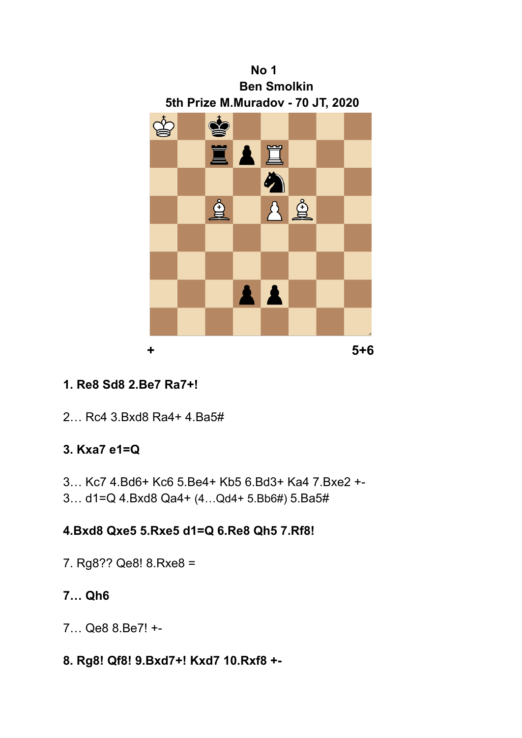**No 1**

**Ben Smolkin**

**5th Prize M.Muradov - 70 JT, 2020**

**+** **5+6**

**1. Re8 Sd8 2.Be7 Ra7+!**

2… Rc4 3.Bxd8 Ra4+ 4.Ba5#

**3. Kxa7 e1=Q**

3… Kc7 4.Bd6+ Kc6 5.Be4+ Kb5 6.Bd3+ Ka4 7.Bxe2 +-

3… d1=Q 4.Bxd8 Qa4+ (4…Qd4+ 5.Bb6#) 5.Ba5#

**4.Bxd8 Qxe5 5.Rxe5 d1=Q 6.Re8 Qh5 7.Rf8!**

7. Rg8?? Qe8! 8.Rxe8 =

**7… Qh6**

7… Qe8 8.Be7! +-

**8. Rg8! Qf8! 9.Bxd7+! Kxd7 10.Rxf8 +-**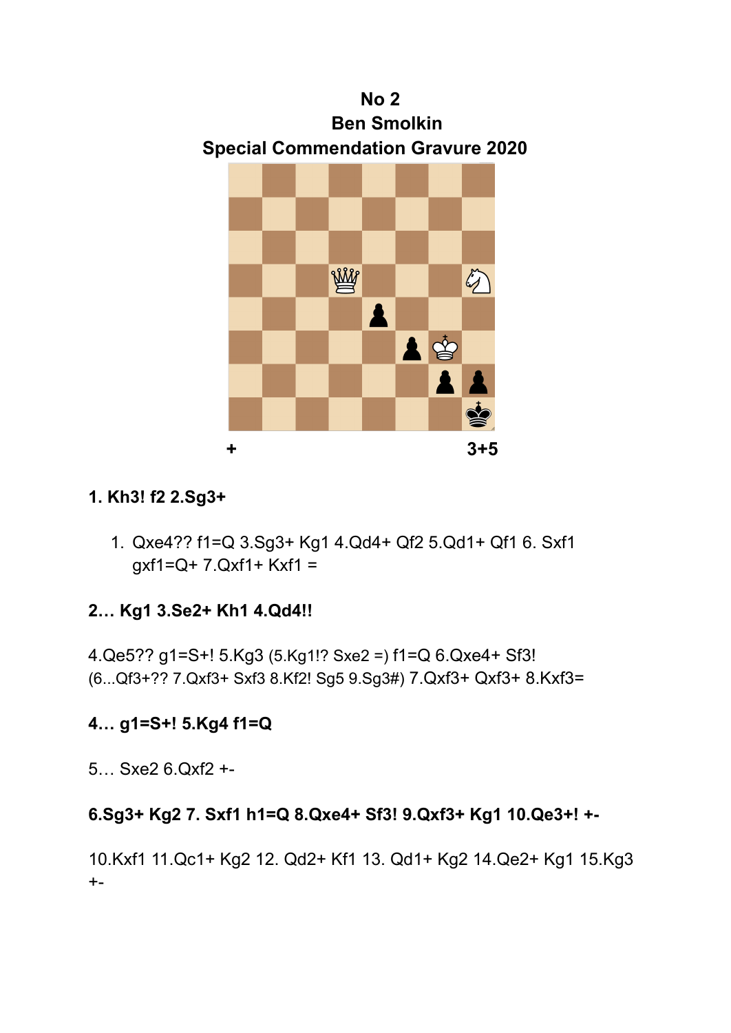**No 2**
**Ben Smolkin**
**Special Commendation Gravure 2020**

\+ 3+5

**1. Kh3! f2 2.Sg3+**

1. Qxe4?? f1=Q 3.Sg3+ Kg1 4.Qd4+ Qf2 5.Qd1+ Qf1 6. Sxf1 gxf1=Q+ 7.Qxf1+ Kxf1 =

**2… Kg1 3.Se2+ Kh1 4.Qd4!!**

4.Qe5?? g1=S+! 5.Kg3 (5.Kg1!? Sxe2 =) f1=Q 6.Qxe4+ Sf3! (6...Qf3+?? 7.Qxf3+ Sxf3 8.Kf2! Sg5 9.Sg3#) 7.Qxf3+ Qxf3+ 8.Kxf3=

**4… g1=S+! 5.Kg4 f1=Q**

5… Sxe2 6.Qxf2 +-

**6.Sg3+ Kg2 7. Sxf1 h1=Q 8.Qxe4+ Sf3! 9.Qxf3+ Kg1 10.Qe3+! +-**

10.Kxf1 11.Qc1+ Kg2 12. Qd2+ Kf1 13. Qd1+ Kg2 14.Qe2+ Kg1 15.Kg3 +-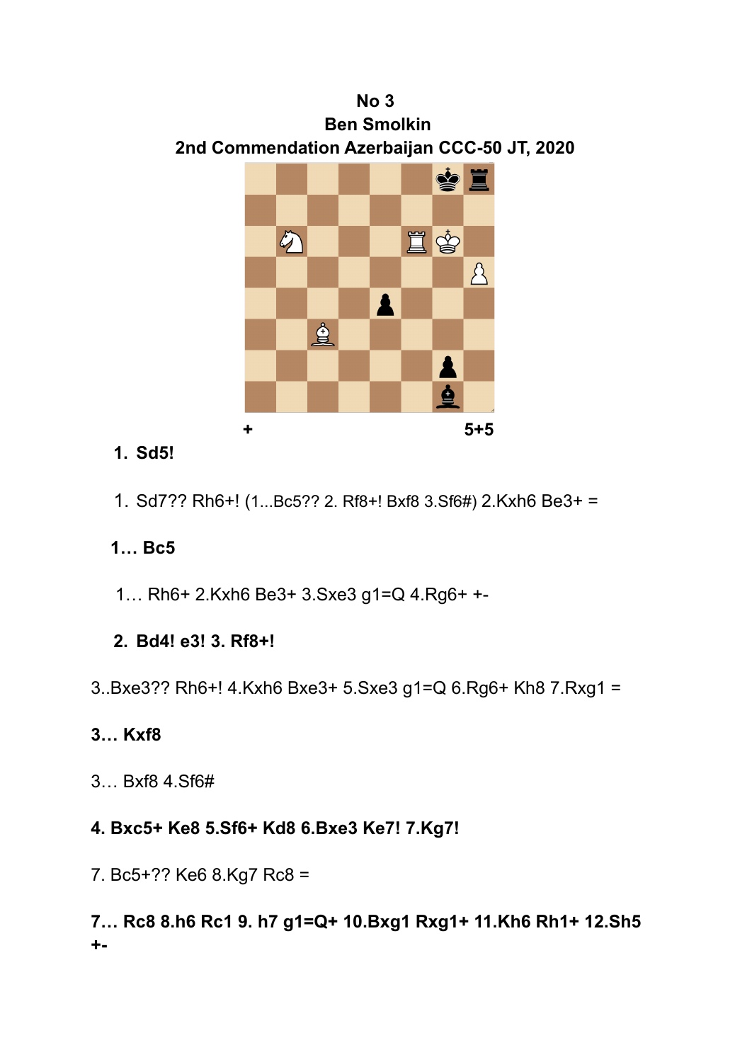**No 3**

**Ben Smolkin**

**2nd Commendation Azerbaijan CCC-50 JT, 2020**

+ 5+5

1. **Sd5!**

1. Sd7?? Rh6+! (1...Bc5?? 2. Rf8+! Bxf8 3.Sf6#) 2.Kxh6 Be3+ =

**1… Bc5**

1… Rh6+ 2.Kxh6 Be3+ 3.Sxe3 g1=Q 4.Rg6+ +-

2. **Bd4! e3! 3. Rf8+!**

3..Bxe3?? Rh6+! 4.Kxh6 Bxe3+ 5.Sxe3 g1=Q 6.Rg6+ Kh8 7.Rxg1 =

**3… Kxf8**

3… Bxf8 4.Sf6#

**4. Bxc5+ Ke8 5.Sf6+ Kd8 6.Bxe3 Ke7! 7.Kg7!**

7. Bc5+?? Ke6 8.Kg7 Rc8 =

**7… Rc8 8.h6 Rc1 9. h7 g1=Q+ 10.Bxg1 Rxg1+ 11.Kh6 Rh1+ 12.Sh5 +-**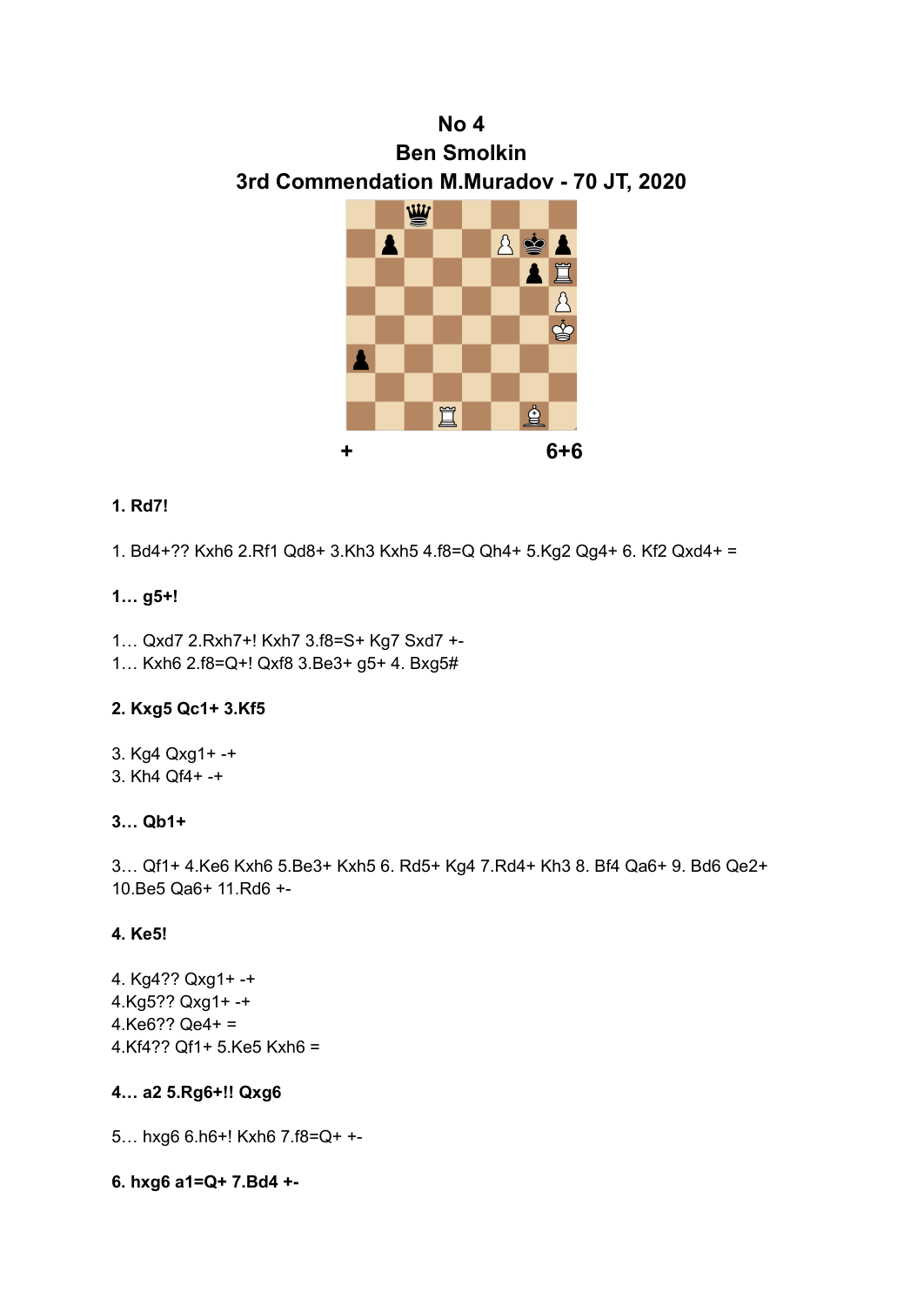# No 4

## Ben Smolkin

## 3rd Commendation M.Muradov - 70 JT, 2020

\+ 6+6

**1. Rd7!**

1. Bd4+?? Kxh6 2.Rf1 Qd8+ 3.Kh3 Kxh5 4.f8=Q Qh4+ 5.Kg2 Qg4+ 6. Kf2 Qxd4+ =

**1… g5+!**

1… Qxd7 2.Rxh7+! Kxh7 3.f8=S+ Kg7 Sxd7 +-
1… Kxh6 2.f8=Q+! Qxf8 3.Be3+ g5+ 4. Bxg5#

**2. Kxg5 Qc1+ 3.Kf5**

3. Kg4 Qxg1+ -+
3. Kh4 Qf4+ -+

**3… Qb1+**

3… Qf1+ 4.Ke6 Kxh6 5.Be3+ Kxh5 6. Rd5+ Kg4 7.Rd4+ Kh3 8. Bf4 Qa6+ 9. Bd6 Qe2+ 10.Be5 Qa6+ 11.Rd6 +-

**4. Ke5!**

4. Kg4?? Qxg1+ -+
4.Kg5?? Qxg1+ -+
4.Ke6?? Qe4+ =
4.Kf4?? Qf1+ 5.Ke5 Kxh6 =

**4… a2 5.Rg6+!! Qxg6**

5… hxg6 6.h6+! Kxh6 7.f8=Q+ +-

**6. hxg6 a1=Q+ 7.Bd4 +-**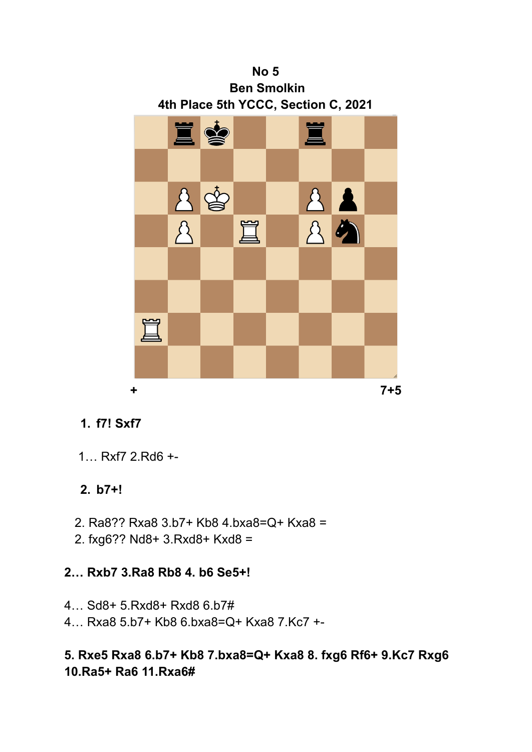**No 5**
**Ben Smolkin**
**4th Place 5th YCCC, Section C, 2021**

\+ 7+5

1. **f7! Sxf7**

1… Rxf7 2.Rd6 +-

2. **b7+!**

2. Ra8?? Rxa8 3.b7+ Kb8 4.bxa8=Q+ Kxa8 =
2. fxg6?? Nd8+ 3.Rxd8+ Kxd8 =

**2… Rxb7 3.Ra8 Rb8 4. b6 Se5+!**

4… Sd8+ 5.Rxd8+ Rxd8 6.b7#
4… Rxa8 5.b7+ Kb8 6.bxa8=Q+ Kxa8 7.Kc7 +-

**5. Rxe5 Rxa8 6.b7+ Kb8 7.bxa8=Q+ Kxa8 8. fxg6 Rf6+ 9.Kc7 Rxg6 10.Ra5+ Ra6 11.Rxa6#**